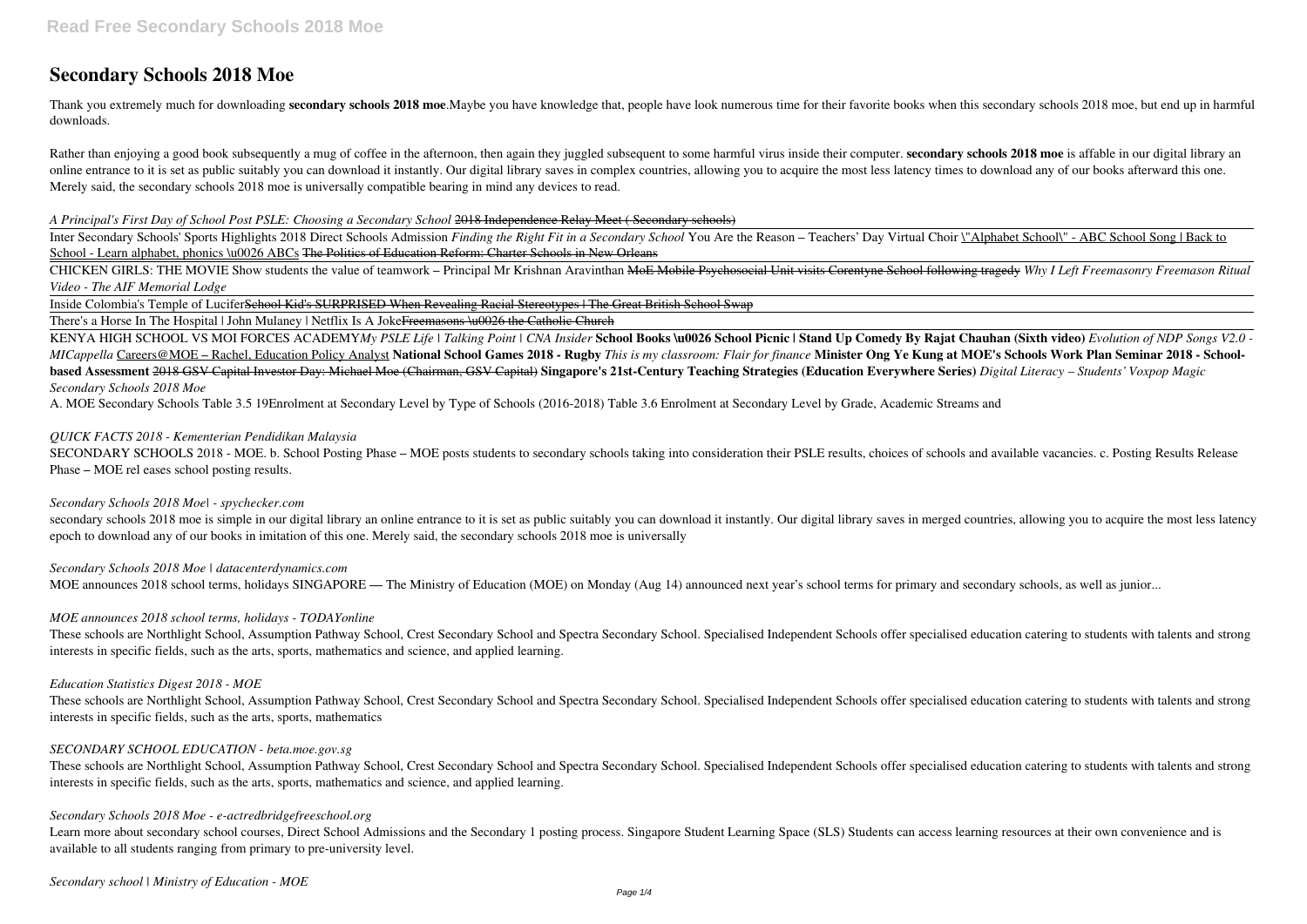# Secondary Schools 2018 Moe

Thank you extremely much for downloading **secondary schools 2018 moe**.Maybe you have knowledge that, people have look numerous time for their favorite books when this secondary schools 2018 moe, but end up in harmful downloads.

Rather than enjoying a good book subsequently a mug of coffee in the afternoon, then again they juggled subsequent to some harmful virus inside their computer. **secondary schools 2018 moe** is affable in our digital library an online entrance to it is set as public suitably you can download it instantly. Our digital library saves in complex countries, allowing you to acquire the most less latency times to download any of our books afterward this one. Merely said, the secondary schools 2018 moe is universally compatible bearing in mind any devices to read.

*A Principal's First Day of School Post PSLE: Choosing a Secondary School* ~~2018 Independence Relay Meet ( Secondary schools)~~

Inter Secondary Schools' Sports Highlights 2018 Direct Schools Admission *Finding the Right Fit in a Secondary School* You Are the Reason – Teachers' Day Virtual Choir \"Alphabet School\" - ABC School Song | Back to School - Learn alphabet, phonics \u0026 ABCs ~~The Politics of Education Reform: Charter Schools in New Orleans~~

CHICKEN GIRLS: THE MOVIE Show students the value of teamwork – Principal Mr Krishnan Aravinthan ~~MoE Mobile Psychosocial Unit visits Corentyne School following tragedy~~ *Why I Left Freemasonry Freemason Ritual Video - The AIF Memorial Lodge*

Inside Colombia's Temple of Lucifer~~School Kid's SURPRISED When Revealing Racial Stereotypes | The Great British School Swap~~

There's a Horse In The Hospital | John Mulaney | Netflix Is A Joke~~Freemasons \u0026 the Catholic Church~~

KENYA HIGH SCHOOL VS MOI FORCES ACADEMY*My PSLE Life | Talking Point | CNA Insider* **School Books \u0026 School Picnic | Stand Up Comedy By Rajat Chauhan (Sixth video)** *Evolution of NDP Songs V2.0 - MICappella* Careers@MOE – Rachel, Education Policy Analyst **National School Games 2018 - Rugby** *This is my classroom: Flair for finance* **Minister Ong Ye Kung at MOE's Schools Work Plan Seminar 2018 - School-based Assessment** ~~2018 GSV Capital Investor Day: Michael Moe (Chairman, GSV Capital)~~ **Singapore's 21st-Century Teaching Strategies (Education Everywhere Series)** *Digital Literacy – Students' Voxpop Magic*

*Secondary Schools 2018 Moe*

A. MOE Secondary Schools Table 3.5 19Enrolment at Secondary Level by Type of Schools (2016-2018) Table 3.6 Enrolment at Secondary Level by Grade, Academic Streams and

*QUICK FACTS 2018 - Kementerian Pendidikan Malaysia*

SECONDARY SCHOOLS 2018 - MOE. b. School Posting Phase – MOE posts students to secondary schools taking into consideration their PSLE results, choices of schools and available vacancies. c. Posting Results Release Phase – MOE rel eases school posting results.

*Secondary Schools 2018 Moe| - spychecker.com*

secondary schools 2018 moe is simple in our digital library an online entrance to it is set as public suitably you can download it instantly. Our digital library saves in merged countries, allowing you to acquire the most less latency epoch to download any of our books in imitation of this one. Merely said, the secondary schools 2018 moe is universally

*Secondary Schools 2018 Moe | datacenterdynamics.com*

MOE announces 2018 school terms, holidays SINGAPORE — The Ministry of Education (MOE) on Monday (Aug 14) announced next year's school terms for primary and secondary schools, as well as junior...

*MOE announces 2018 school terms, holidays - TODAYonline*

These schools are Northlight School, Assumption Pathway School, Crest Secondary School and Spectra Secondary School. Specialised Independent Schools offer specialised education catering to students with talents and strong interests in specific fields, such as the arts, sports, mathematics and science, and applied learning.

*Education Statistics Digest 2018 - MOE*

These schools are Northlight School, Assumption Pathway School, Crest Secondary School and Spectra Secondary School. Specialised Independent Schools offer specialised education catering to students with talents and strong interests in specific fields, such as the arts, sports, mathematics

*SECONDARY SCHOOL EDUCATION - beta.moe.gov.sg*

These schools are Northlight School, Assumption Pathway School, Crest Secondary School and Spectra Secondary School. Specialised Independent Schools offer specialised education catering to students with talents and strong interests in specific fields, such as the arts, sports, mathematics and science, and applied learning.

*Secondary Schools 2018 Moe - e-actredbridgefreeschool.org*

Learn more about secondary school courses, Direct School Admissions and the Secondary 1 posting process. Singapore Student Learning Space (SLS) Students can access learning resources at their own convenience and is available to all students ranging from primary to pre-university level.

*Secondary school | Ministry of Education - MOE*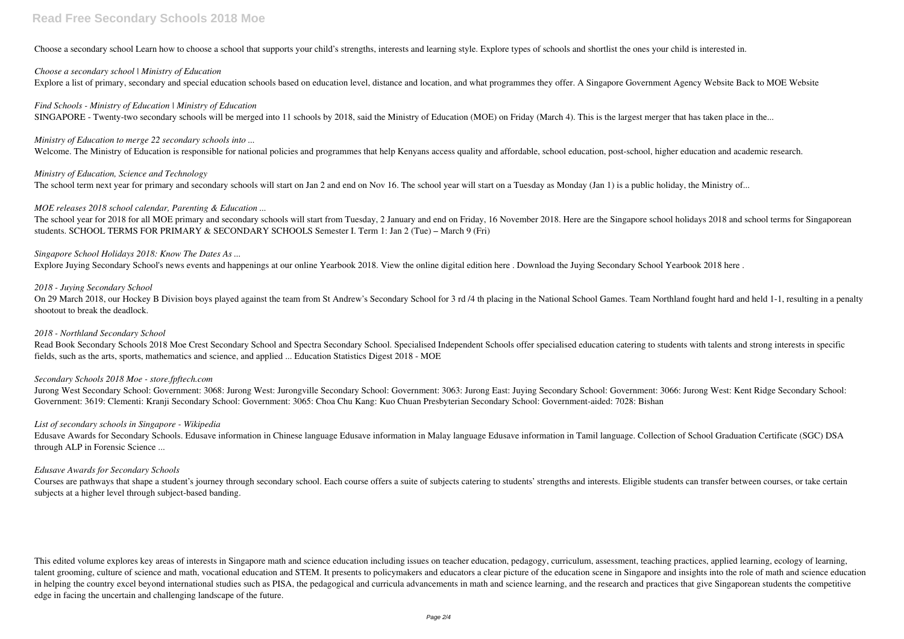Choose a secondary school Learn how to choose a school that supports your child's strengths, interests and learning style. Explore types of schools and shortlist the ones your child is interested in.

*Choose a secondary school | Ministry of Education*

Explore a list of primary, secondary and special education schools based on education level, distance and location, and what programmes they offer. A Singapore Government Agency Website Back to MOE Website

*Find Schools - Ministry of Education | Ministry of Education*

SINGAPORE - Twenty-two secondary schools will be merged into 11 schools by 2018, said the Ministry of Education (MOE) on Friday (March 4). This is the largest merger that has taken place in the...

*Ministry of Education to merge 22 secondary schools into ...*

Welcome. The Ministry of Education is responsible for national policies and programmes that help Kenyans access quality and affordable, school education, post-school, higher education and academic research.

*Ministry of Education, Science and Technology*

The school term next year for primary and secondary schools will start on Jan 2 and end on Nov 16. The school year will start on a Tuesday as Monday (Jan 1) is a public holiday, the Ministry of...

*MOE releases 2018 school calendar, Parenting & Education ...*

The school year for 2018 for all MOE primary and secondary schools will start from Tuesday, 2 January and end on Friday, 16 November 2018. Here are the Singapore school holidays 2018 and school terms for Singaporean students. SCHOOL TERMS FOR PRIMARY & SECONDARY SCHOOLS Semester I. Term 1: Jan 2 (Tue) – March 9 (Fri)

*Singapore School Holidays 2018: Know The Dates As ...*

Explore Juying Secondary School's news events and happenings at our online Yearbook 2018. View the online digital edition here . Download the Juying Secondary School Yearbook 2018 here .

*2018 - Juying Secondary School*

On 29 March 2018, our Hockey B Division boys played against the team from St Andrew's Secondary School for 3 rd /4 th placing in the National School Games. Team Northland fought hard and held 1-1, resulting in a penalty shootout to break the deadlock.

*2018 - Northland Secondary School*

Read Book Secondary Schools 2018 Moe Crest Secondary School and Spectra Secondary School. Specialised Independent Schools offer specialised education catering to students with talents and strong interests in specific fields, such as the arts, sports, mathematics and science, and applied ... Education Statistics Digest 2018 - MOE

*Secondary Schools 2018 Moe - store.fpftech.com*

Jurong West Secondary School: Government: 3068: Jurong West: Jurongville Secondary School: Government: 3063: Jurong East: Juying Secondary School: Government: 3066: Jurong West: Kent Ridge Secondary School: Government: 3619: Clementi: Kranji Secondary School: Government: 3065: Choa Chu Kang: Kuo Chuan Presbyterian Secondary School: Government-aided: 7028: Bishan

*List of secondary schools in Singapore - Wikipedia*

Edusave Awards for Secondary Schools. Edusave information in Chinese language Edusave information in Malay language Edusave information in Tamil language. Collection of School Graduation Certificate (SGC) DSA through ALP in Forensic Science ...

*Edusave Awards for Secondary Schools*

Courses are pathways that shape a student's journey through secondary school. Each course offers a suite of subjects catering to students' strengths and interests. Eligible students can transfer between courses, or take certain subjects at a higher level through subject-based banding.

This edited volume explores key areas of interests in Singapore math and science education including issues on teacher education, pedagogy, curriculum, assessment, teaching practices, applied learning, ecology of learning, talent grooming, culture of science and math, vocational education and STEM. It presents to policymakers and educators a clear picture of the education scene in Singapore and insights into the role of math and science education in helping the country excel beyond international studies such as PISA, the pedagogical and curricula advancements in math and science learning, and the research and practices that give Singaporean students the competitive edge in facing the uncertain and challenging landscape of the future.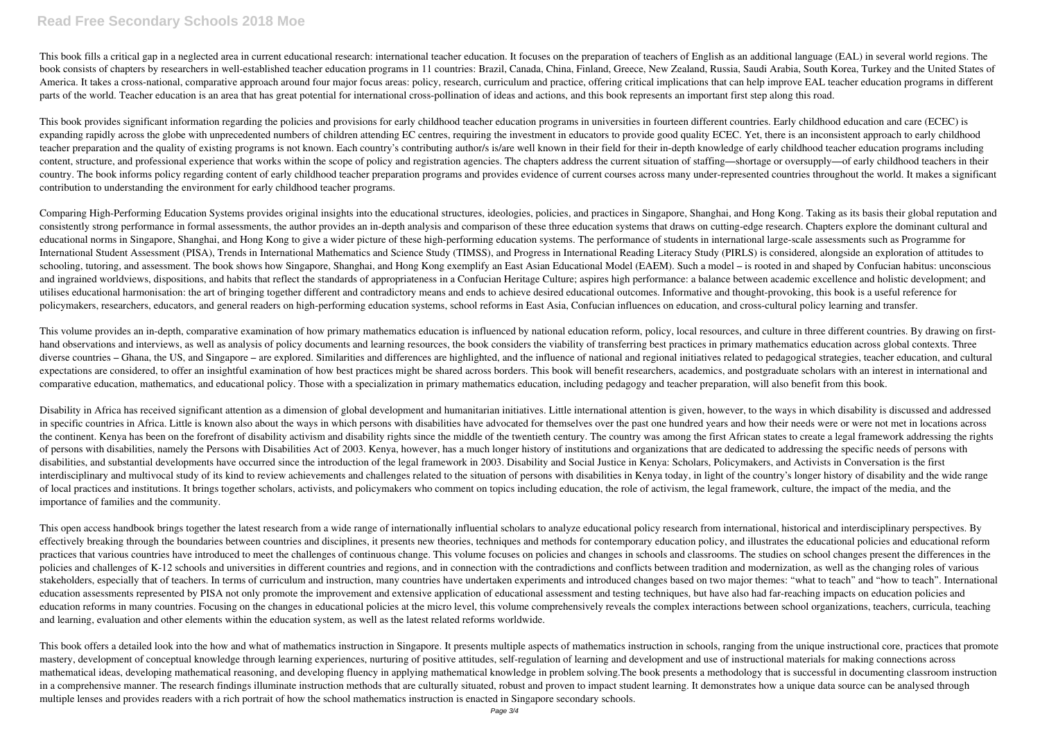This book fills a critical gap in a neglected area in current educational research: international teacher education. It focuses on the preparation of teachers of English as an additional language (EAL) in several world regions. The book consists of chapters by researchers in well-established teacher education programs in 11 countries: Brazil, Canada, China, Finland, Greece, New Zealand, Russia, Saudi Arabia, South Korea, Turkey and the United States of America. It takes a cross-national, comparative approach around four major focus areas: policy, research, curriculum and practice, offering critical implications that can help improve EAL teacher education programs in different parts of the world. Teacher education is an area that has great potential for international cross-pollination of ideas and actions, and this book represents an important first step along this road.

This book provides significant information regarding the policies and provisions for early childhood teacher education programs in universities in fourteen different countries. Early childhood education and care (ECEC) is expanding rapidly across the globe with unprecedented numbers of children attending EC centres, requiring the investment in educators to provide good quality ECEC. Yet, there is an inconsistent approach to early childhood teacher preparation and the quality of existing programs is not known. Each country's contributing author/s is/are well known in their field for their in-depth knowledge of early childhood teacher education programs including content, structure, and professional experience that works within the scope of policy and registration agencies. The chapters address the current situation of staffing—shortage or oversupply—of early childhood teachers in their country. The book informs policy regarding content of early childhood teacher preparation programs and provides evidence of current courses across many under-represented countries throughout the world. It makes a significant contribution to understanding the environment for early childhood teacher programs.

Comparing High-Performing Education Systems provides original insights into the educational structures, ideologies, policies, and practices in Singapore, Shanghai, and Hong Kong. Taking as its basis their global reputation and consistently strong performance in formal assessments, the author provides an in-depth analysis and comparison of these three education systems that draws on cutting-edge research. Chapters explore the dominant cultural and educational norms in Singapore, Shanghai, and Hong Kong to give a wider picture of these high-performing education systems. The performance of students in international large-scale assessments such as Programme for International Student Assessment (PISA), Trends in International Mathematics and Science Study (TIMSS), and Progress in International Reading Literacy Study (PIRLS) is considered, alongside an exploration of attitudes to schooling, tutoring, and assessment. The book shows how Singapore, Shanghai, and Hong Kong exemplify an East Asian Educational Model (EAEM). Such a model – is rooted in and shaped by Confucian habitus: unconscious and ingrained worldviews, dispositions, and habits that reflect the standards of appropriateness in a Confucian Heritage Culture; aspires high performance: a balance between academic excellence and holistic development; and utilises educational harmonisation: the art of bringing together different and contradictory means and ends to achieve desired educational outcomes. Informative and thought-provoking, this book is a useful reference for policymakers, researchers, educators, and general readers on high-performing education systems, school reforms in East Asia, Confucian influences on education, and cross-cultural policy learning and transfer.

This volume provides an in-depth, comparative examination of how primary mathematics education is influenced by national education reform, policy, local resources, and culture in three different countries. By drawing on first-hand observations and interviews, as well as analysis of policy documents and learning resources, the book considers the viability of transferring best practices in primary mathematics education across global contexts. Three diverse countries – Ghana, the US, and Singapore – are explored. Similarities and differences are highlighted, and the influence of national and regional initiatives related to pedagogical strategies, teacher education, and cultural expectations are considered, to offer an insightful examination of how best practices might be shared across borders. This book will benefit researchers, academics, and postgraduate scholars with an interest in international and comparative education, mathematics, and educational policy. Those with a specialization in primary mathematics education, including pedagogy and teacher preparation, will also benefit from this book.

Disability in Africa has received significant attention as a dimension of global development and humanitarian initiatives. Little international attention is given, however, to the ways in which disability is discussed and addressed in specific countries in Africa. Little is known also about the ways in which persons with disabilities have advocated for themselves over the past one hundred years and how their needs were or were not met in locations across the continent. Kenya has been on the forefront of disability activism and disability rights since the middle of the twentieth century. The country was among the first African states to create a legal framework addressing the rights of persons with disabilities, namely the Persons with Disabilities Act of 2003. Kenya, however, has a much longer history of institutions and organizations that are dedicated to addressing the specific needs of persons with disabilities, and substantial developments have occurred since the introduction of the legal framework in 2003. Disability and Social Justice in Kenya: Scholars, Policymakers, and Activists in Conversation is the first interdisciplinary and multivocal study of its kind to review achievements and challenges related to the situation of persons with disabilities in Kenya today, in light of the country's longer history of disability and the wide range of local practices and institutions. It brings together scholars, activists, and policymakers who comment on topics including education, the role of activism, the legal framework, culture, the impact of the media, and the importance of families and the community.

This open access handbook brings together the latest research from a wide range of internationally influential scholars to analyze educational policy research from international, historical and interdisciplinary perspectives. By effectively breaking through the boundaries between countries and disciplines, it presents new theories, techniques and methods for contemporary education policy, and illustrates the educational policies and educational reform practices that various countries have introduced to meet the challenges of continuous change. This volume focuses on policies and changes in schools and classrooms. The studies on school changes present the differences in the policies and challenges of K-12 schools and universities in different countries and regions, and in connection with the contradictions and conflicts between tradition and modernization, as well as the changing roles of various stakeholders, especially that of teachers. In terms of curriculum and instruction, many countries have undertaken experiments and introduced changes based on two major themes: "what to teach" and "how to teach". International education assessments represented by PISA not only promote the improvement and extensive application of educational assessment and testing techniques, but have also had far-reaching impacts on education policies and education reforms in many countries. Focusing on the changes in educational policies at the micro level, this volume comprehensively reveals the complex interactions between school organizations, teachers, curricula, teaching and learning, evaluation and other elements within the education system, as well as the latest related reforms worldwide.

This book offers a detailed look into the how and what of mathematics instruction in Singapore. It presents multiple aspects of mathematics instruction in schools, ranging from the unique instructional core, practices that promote mastery, development of conceptual knowledge through learning experiences, nurturing of positive attitudes, self-regulation of learning and development and use of instructional materials for making connections across mathematical ideas, developing mathematical reasoning, and developing fluency in applying mathematical knowledge in problem solving.The book presents a methodology that is successful in documenting classroom instruction in a comprehensive manner. The research findings illuminate instruction methods that are culturally situated, robust and proven to impact student learning. It demonstrates how a unique data source can be analysed through multiple lenses and provides readers with a rich portrait of how the school mathematics instruction is enacted in Singapore secondary schools.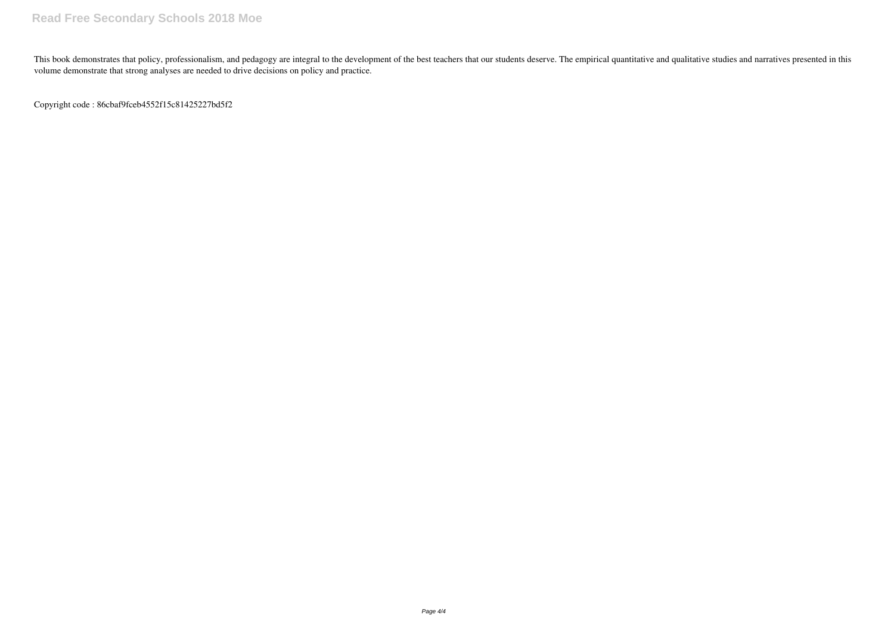This book demonstrates that policy, professionalism, and pedagogy are integral to the development of the best teachers that our students deserve. The empirical quantitative and qualitative studies and narratives presented in this volume demonstrate that strong analyses are needed to drive decisions on policy and practice.

Copyright code : 86cbaf9fceb4552f15c81425227bd5f2